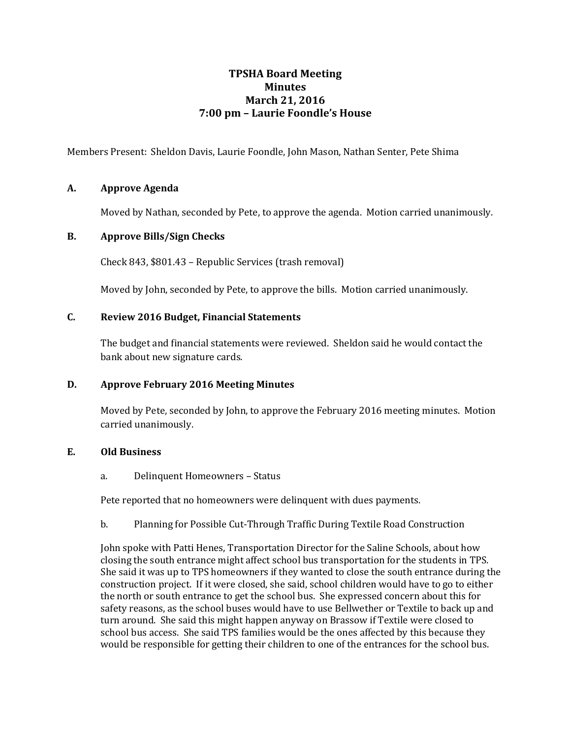# TPSHA Board Meeting
## Minutes
## March 21, 2016
## 7:00 pm – Laurie Foondle's House

Members Present: Sheldon Davis, Laurie Foondle, John Mason, Nathan Senter, Pete Shima

### A. Approve Agenda

Moved by Nathan, seconded by Pete, to approve the agenda. Motion carried unanimously.

### B. Approve Bills/Sign Checks

Check 843, $801.43 – Republic Services (trash removal)

Moved by John, seconded by Pete, to approve the bills. Motion carried unanimously.

### C. Review 2016 Budget, Financial Statements

The budget and financial statements were reviewed. Sheldon said he would contact the bank about new signature cards.

### D. Approve February 2016 Meeting Minutes

Moved by Pete, seconded by John, to approve the February 2016 meeting minutes. Motion carried unanimously.

### E. Old Business

a. Delinquent Homeowners – Status

Pete reported that no homeowners were delinquent with dues payments.

b. Planning for Possible Cut-Through Traffic During Textile Road Construction

John spoke with Patti Henes, Transportation Director for the Saline Schools, about how closing the south entrance might affect school bus transportation for the students in TPS. She said it was up to TPS homeowners if they wanted to close the south entrance during the construction project. If it were closed, she said, school children would have to go to either the north or south entrance to get the school bus. She expressed concern about this for safety reasons, as the school buses would have to use Bellwether or Textile to back up and turn around. She said this might happen anyway on Brassow if Textile were closed to school bus access. She said TPS families would be the ones affected by this because they would be responsible for getting their children to one of the entrances for the school bus.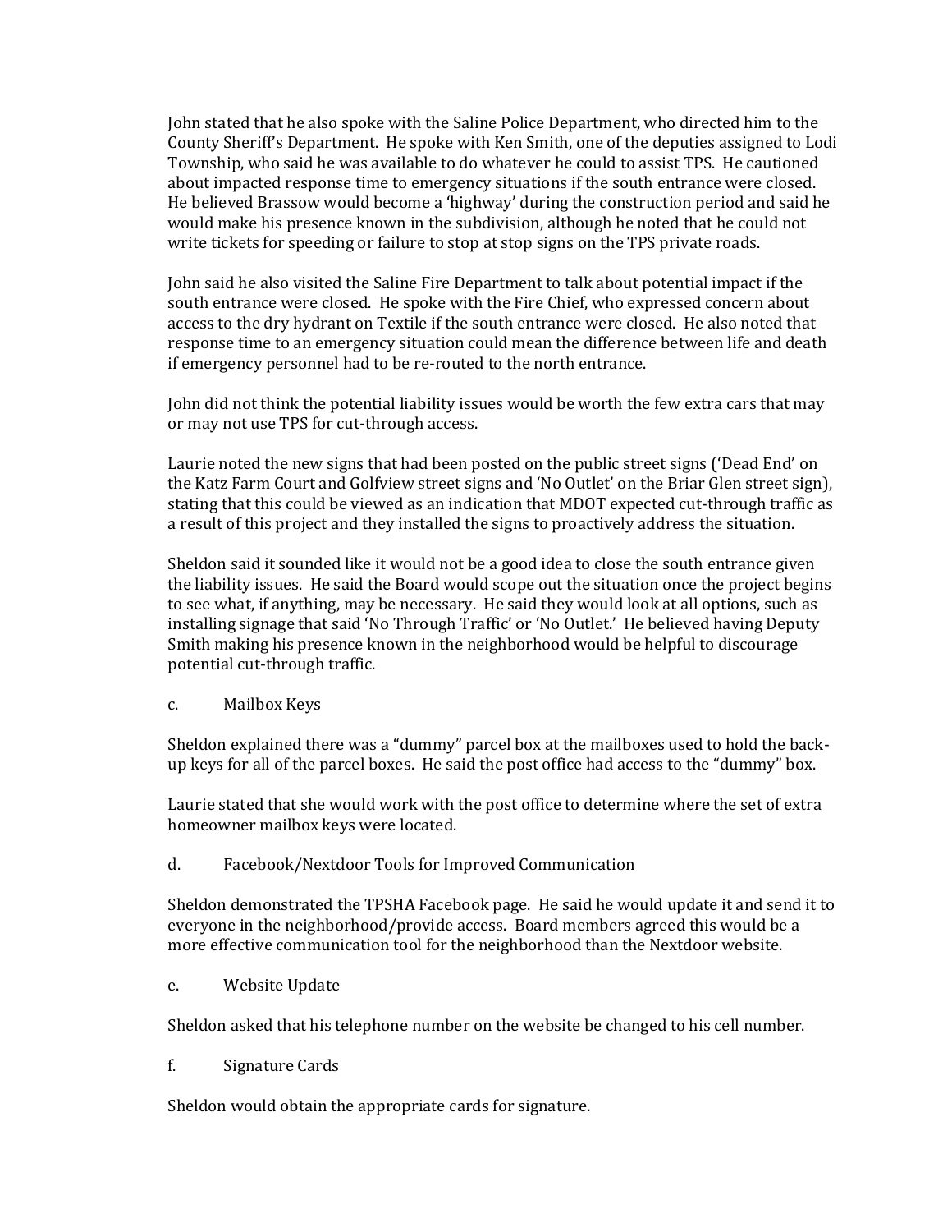John stated that he also spoke with the Saline Police Department, who directed him to the County Sheriff's Department. He spoke with Ken Smith, one of the deputies assigned to Lodi Township, who said he was available to do whatever he could to assist TPS. He cautioned about impacted response time to emergency situations if the south entrance were closed. He believed Brassow would become a 'highway' during the construction period and said he would make his presence known in the subdivision, although he noted that he could not write tickets for speeding or failure to stop at stop signs on the TPS private roads.

John said he also visited the Saline Fire Department to talk about potential impact if the south entrance were closed. He spoke with the Fire Chief, who expressed concern about access to the dry hydrant on Textile if the south entrance were closed. He also noted that response time to an emergency situation could mean the difference between life and death if emergency personnel had to be re-routed to the north entrance.

John did not think the potential liability issues would be worth the few extra cars that may or may not use TPS for cut-through access.

Laurie noted the new signs that had been posted on the public street signs ('Dead End' on the Katz Farm Court and Golfview street signs and 'No Outlet' on the Briar Glen street sign), stating that this could be viewed as an indication that MDOT expected cut-through traffic as a result of this project and they installed the signs to proactively address the situation.

Sheldon said it sounded like it would not be a good idea to close the south entrance given the liability issues. He said the Board would scope out the situation once the project begins to see what, if anything, may be necessary. He said they would look at all options, such as installing signage that said 'No Through Traffic' or 'No Outlet.' He believed having Deputy Smith making his presence known in the neighborhood would be helpful to discourage potential cut-through traffic.

c. Mailbox Keys

Sheldon explained there was a "dummy" parcel box at the mailboxes used to hold the back-up keys for all of the parcel boxes. He said the post office had access to the "dummy" box.

Laurie stated that she would work with the post office to determine where the set of extra homeowner mailbox keys were located.

d. Facebook/Nextdoor Tools for Improved Communication

Sheldon demonstrated the TPSHA Facebook page. He said he would update it and send it to everyone in the neighborhood/provide access. Board members agreed this would be a more effective communication tool for the neighborhood than the Nextdoor website.

e. Website Update

Sheldon asked that his telephone number on the website be changed to his cell number.

f. Signature Cards

Sheldon would obtain the appropriate cards for signature.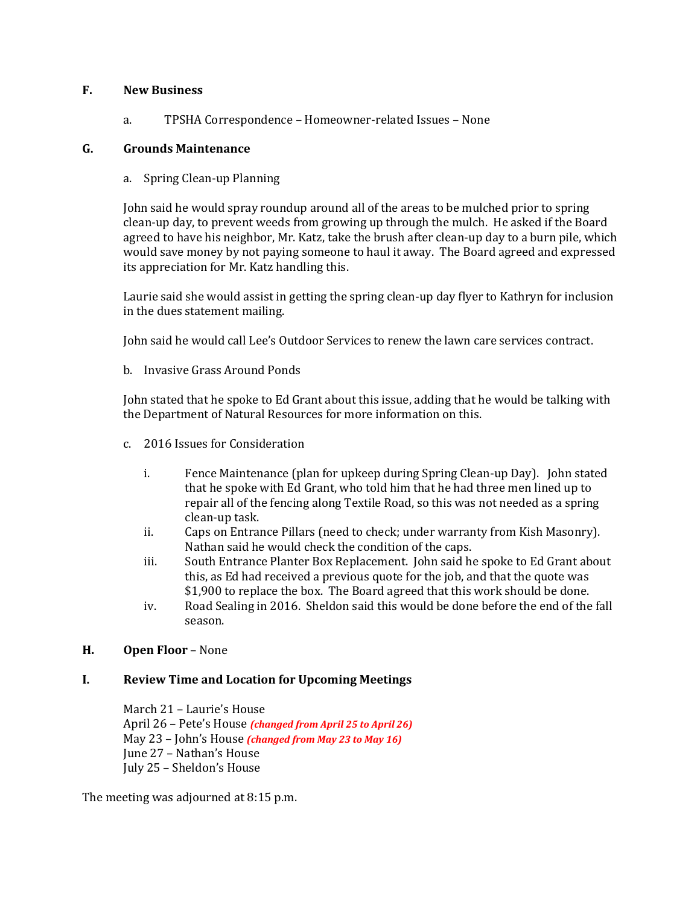## F. New Business

a. TPSHA Correspondence – Homeowner-related Issues – None

## G. Grounds Maintenance

a. Spring Clean-up Planning

John said he would spray roundup around all of the areas to be mulched prior to spring clean-up day, to prevent weeds from growing up through the mulch. He asked if the Board agreed to have his neighbor, Mr. Katz, take the brush after clean-up day to a burn pile, which would save money by not paying someone to haul it away. The Board agreed and expressed its appreciation for Mr. Katz handling this.

Laurie said she would assist in getting the spring clean-up day flyer to Kathryn for inclusion in the dues statement mailing.

John said he would call Lee's Outdoor Services to renew the lawn care services contract.

b. Invasive Grass Around Ponds

John stated that he spoke to Ed Grant about this issue, adding that he would be talking with the Department of Natural Resources for more information on this.

c. 2016 Issues for Consideration

i. Fence Maintenance (plan for upkeep during Spring Clean-up Day). John stated that he spoke with Ed Grant, who told him that he had three men lined up to repair all of the fencing along Textile Road, so this was not needed as a spring clean-up task.

ii. Caps on Entrance Pillars (need to check; under warranty from Kish Masonry). Nathan said he would check the condition of the caps.

iii. South Entrance Planter Box Replacement. John said he spoke to Ed Grant about this, as Ed had received a previous quote for the job, and that the quote was $1,900 to replace the box. The Board agreed that this work should be done.

iv. Road Sealing in 2016. Sheldon said this would be done before the end of the fall season.

## H. Open Floor – None

## I. Review Time and Location for Upcoming Meetings

March 21 – Laurie's House
April 26 – Pete's House ***(changed from April 25 to April 26)***
May 23 – John's House ***(changed from May 23 to May 16)***
June 27 – Nathan's House
July 25 – Sheldon's House

The meeting was adjourned at 8:15 p.m.